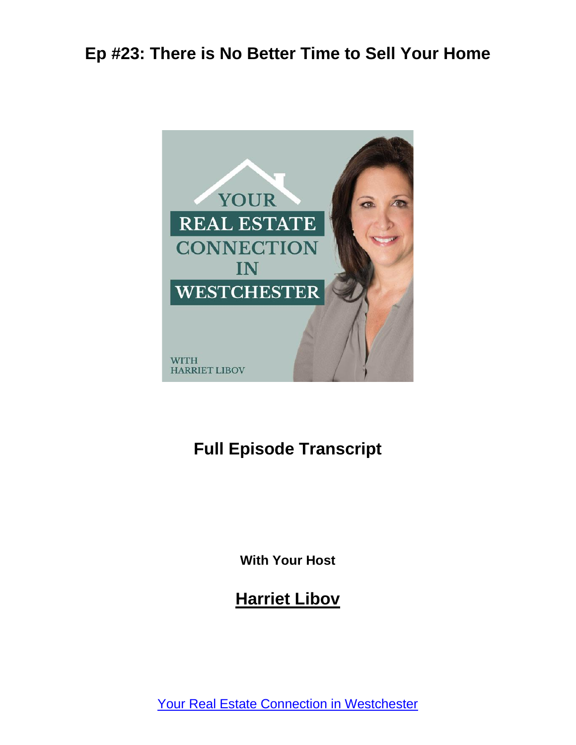# Ep #23: There is No Better Time to Sell Your Home

## Full Episode Transcript

**With Your Host**

## Harriet Libov

[Your Real Estate Connection in Westchester]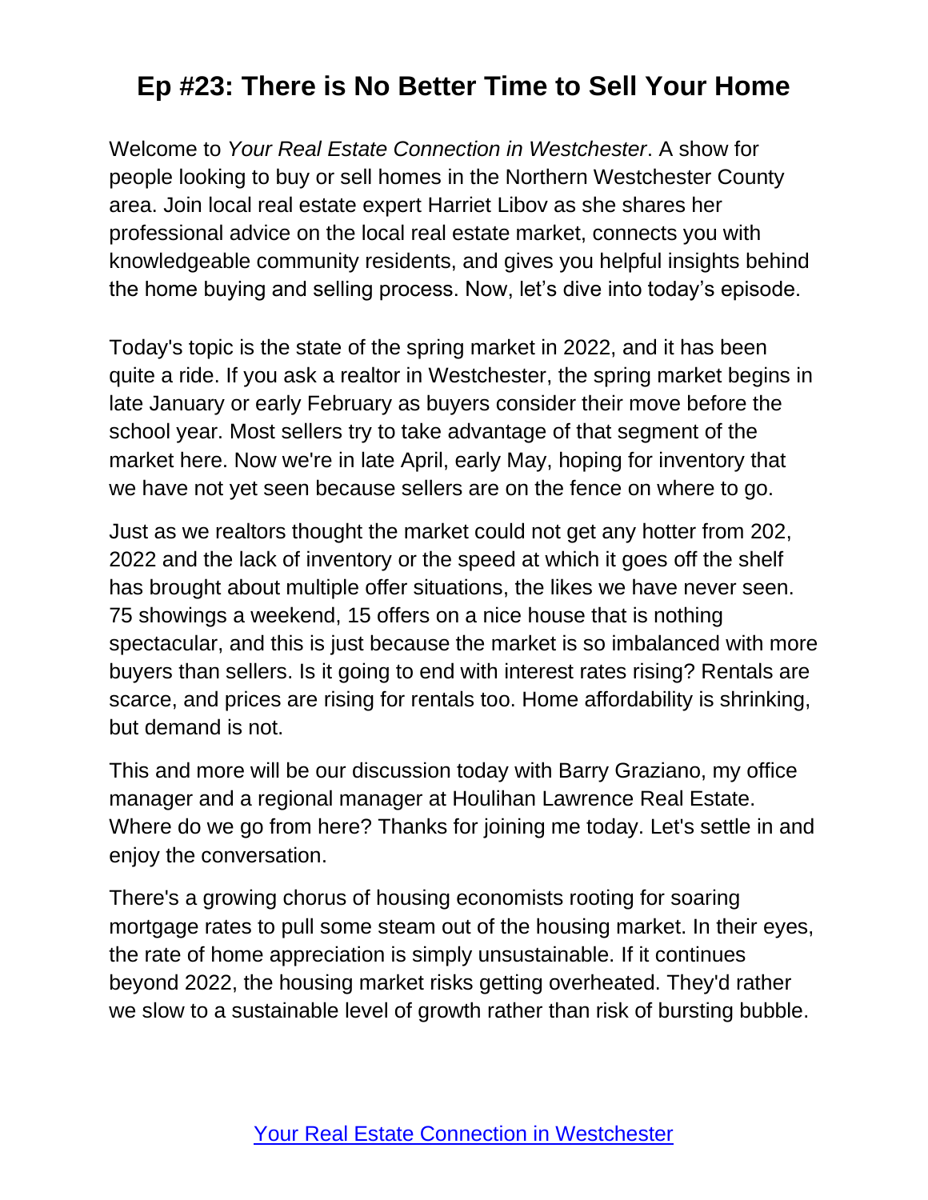# Ep #23: There is No Better Time to Sell Your Home

Welcome to *Your Real Estate Connection in Westchester*. A show for people looking to buy or sell homes in the Northern Westchester County area. Join local real estate expert Harriet Libov as she shares her professional advice on the local real estate market, connects you with knowledgeable community residents, and gives you helpful insights behind the home buying and selling process. Now, let's dive into today's episode.

Today's topic is the state of the spring market in 2022, and it has been quite a ride. If you ask a realtor in Westchester, the spring market begins in late January or early February as buyers consider their move before the school year. Most sellers try to take advantage of that segment of the market here. Now we're in late April, early May, hoping for inventory that we have not yet seen because sellers are on the fence on where to go.

Just as we realtors thought the market could not get any hotter from 202, 2022 and the lack of inventory or the speed at which it goes off the shelf has brought about multiple offer situations, the likes we have never seen. 75 showings a weekend, 15 offers on a nice house that is nothing spectacular, and this is just because the market is so imbalanced with more buyers than sellers. Is it going to end with interest rates rising? Rentals are scarce, and prices are rising for rentals too. Home affordability is shrinking, but demand is not.

This and more will be our discussion today with Barry Graziano, my office manager and a regional manager at Houlihan Lawrence Real Estate. Where do we go from here? Thanks for joining me today. Let's settle in and enjoy the conversation.

There's a growing chorus of housing economists rooting for soaring mortgage rates to pull some steam out of the housing market. In their eyes, the rate of home appreciation is simply unsustainable. If it continues beyond 2022, the housing market risks getting overheated. They'd rather we slow to a sustainable level of growth rather than risk of bursting bubble.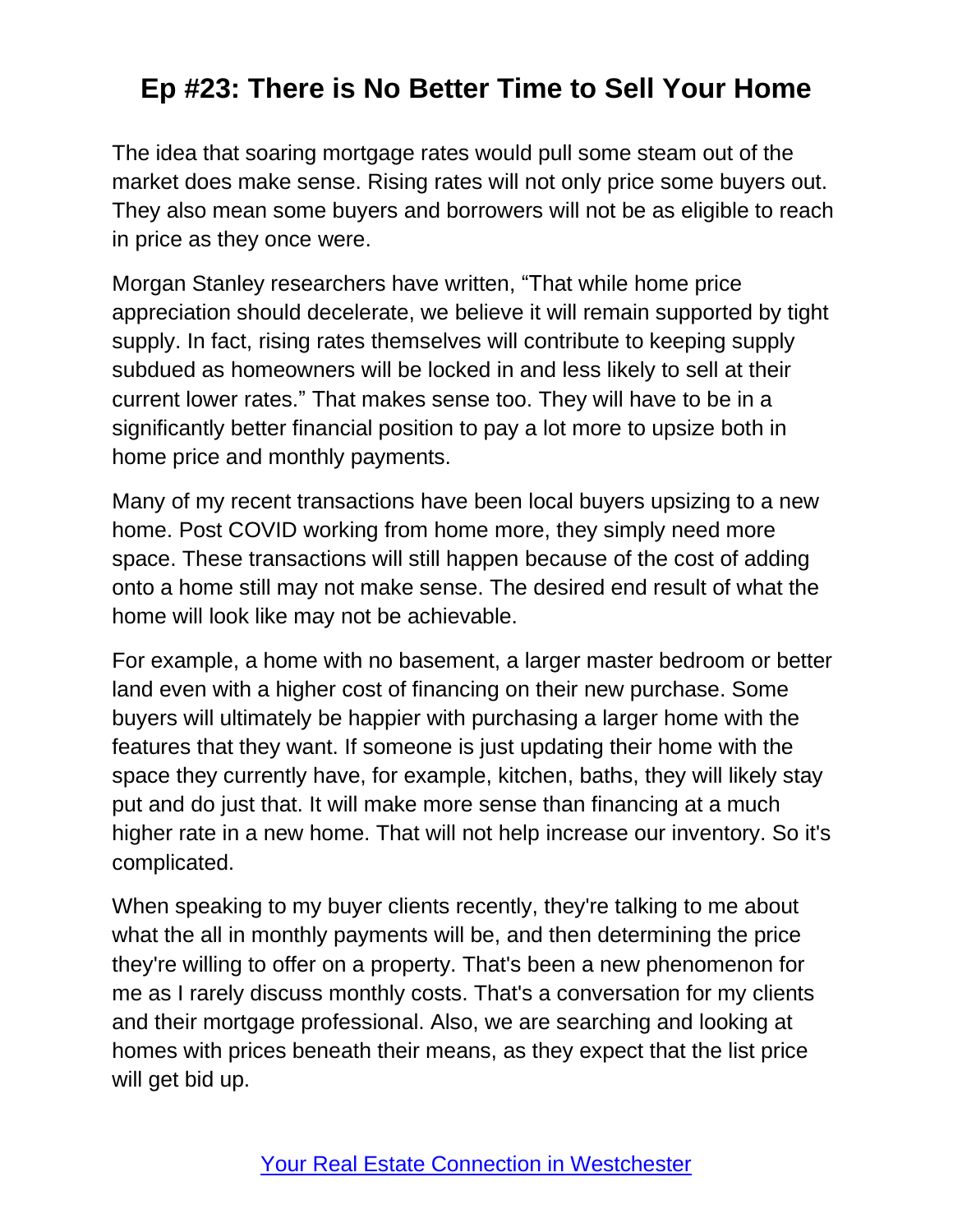The idea that soaring mortgage rates would pull some steam out of the market does make sense. Rising rates will not only price some buyers out. They also mean some buyers and borrowers will not be as eligible to reach in price as they once were.

Morgan Stanley researchers have written, "That while home price appreciation should decelerate, we believe it will remain supported by tight supply. In fact, rising rates themselves will contribute to keeping supply subdued as homeowners will be locked in and less likely to sell at their current lower rates." That makes sense too. They will have to be in a significantly better financial position to pay a lot more to upsize both in home price and monthly payments.

Many of my recent transactions have been local buyers upsizing to a new home. Post COVID working from home more, they simply need more space. These transactions will still happen because of the cost of adding onto a home still may not make sense. The desired end result of what the home will look like may not be achievable.

For example, a home with no basement, a larger master bedroom or better land even with a higher cost of financing on their new purchase. Some buyers will ultimately be happier with purchasing a larger home with the features that they want. If someone is just updating their home with the space they currently have, for example, kitchen, baths, they will likely stay put and do just that. It will make more sense than financing at a much higher rate in a new home. That will not help increase our inventory. So it's complicated.

When speaking to my buyer clients recently, they're talking to me about what the all in monthly payments will be, and then determining the price they're willing to offer on a property. That's been a new phenomenon for me as I rarely discuss monthly costs. That's a conversation for my clients and their mortgage professional. Also, we are searching and looking at homes with prices beneath their means, as they expect that the list price will get bid up.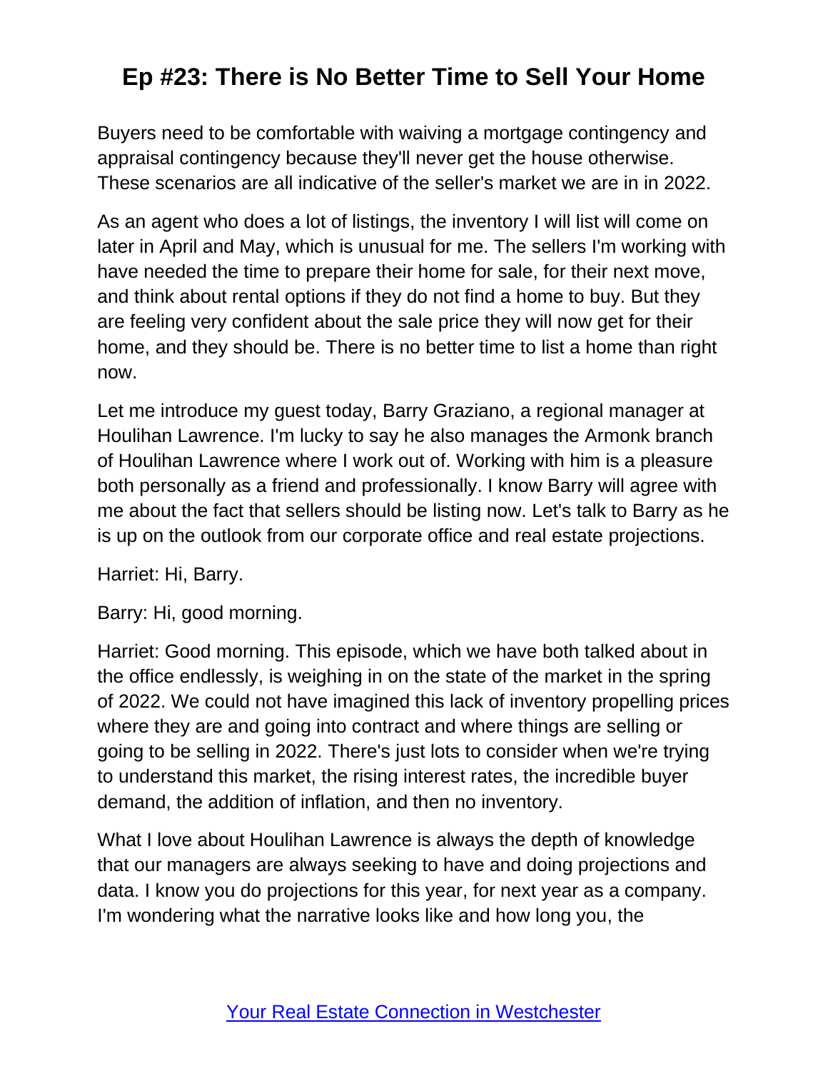Buyers need to be comfortable with waiving a mortgage contingency and appraisal contingency because they'll never get the house otherwise. These scenarios are all indicative of the seller's market we are in in 2022.

As an agent who does a lot of listings, the inventory I will list will come on later in April and May, which is unusual for me. The sellers I'm working with have needed the time to prepare their home for sale, for their next move, and think about rental options if they do not find a home to buy. But they are feeling very confident about the sale price they will now get for their home, and they should be. There is no better time to list a home than right now.

Let me introduce my guest today, Barry Graziano, a regional manager at Houlihan Lawrence. I'm lucky to say he also manages the Armonk branch of Houlihan Lawrence where I work out of. Working with him is a pleasure both personally as a friend and professionally. I know Barry will agree with me about the fact that sellers should be listing now. Let's talk to Barry as he is up on the outlook from our corporate office and real estate projections.

Harriet: Hi, Barry.

Barry: Hi, good morning.

Harriet: Good morning. This episode, which we have both talked about in the office endlessly, is weighing in on the state of the market in the spring of 2022. We could not have imagined this lack of inventory propelling prices where they are and going into contract and where things are selling or going to be selling in 2022. There's just lots to consider when we're trying to understand this market, the rising interest rates, the incredible buyer demand, the addition of inflation, and then no inventory.

What I love about Houlihan Lawrence is always the depth of knowledge that our managers are always seeking to have and doing projections and data. I know you do projections for this year, for next year as a company. I'm wondering what the narrative looks like and how long you, the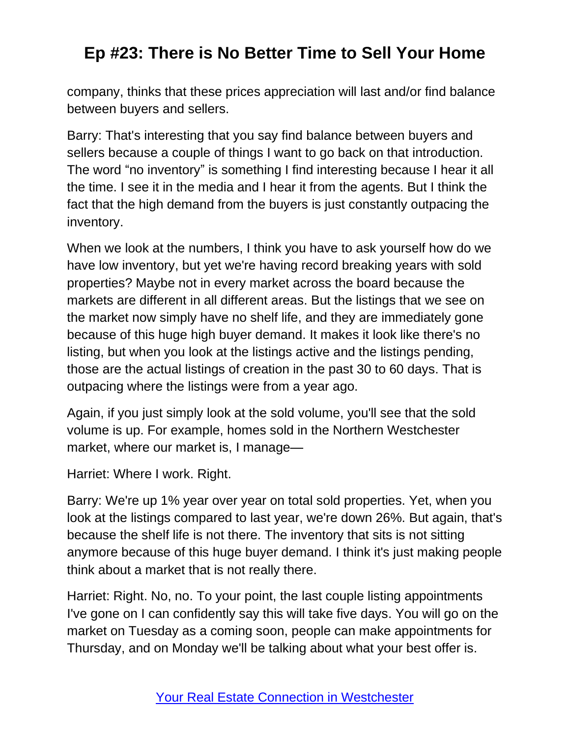company, thinks that these prices appreciation will last and/or find balance between buyers and sellers.

Barry: That's interesting that you say find balance between buyers and sellers because a couple of things I want to go back on that introduction. The word “no inventory” is something I find interesting because I hear it all the time. I see it in the media and I hear it from the agents. But I think the fact that the high demand from the buyers is just constantly outpacing the inventory.

When we look at the numbers, I think you have to ask yourself how do we have low inventory, but yet we're having record breaking years with sold properties? Maybe not in every market across the board because the markets are different in all different areas. But the listings that we see on the market now simply have no shelf life, and they are immediately gone because of this huge high buyer demand. It makes it look like there's no listing, but when you look at the listings active and the listings pending, those are the actual listings of creation in the past 30 to 60 days. That is outpacing where the listings were from a year ago.

Again, if you just simply look at the sold volume, you'll see that the sold volume is up. For example, homes sold in the Northern Westchester market, where our market is, I manage—

Harriet: Where I work. Right.

Barry: We're up 1% year over year on total sold properties. Yet, when you look at the listings compared to last year, we're down 26%. But again, that's because the shelf life is not there. The inventory that sits is not sitting anymore because of this huge buyer demand. I think it's just making people think about a market that is not really there.

Harriet: Right. No, no. To your point, the last couple listing appointments I've gone on I can confidently say this will take five days. You will go on the market on Tuesday as a coming soon, people can make appointments for Thursday, and on Monday we'll be talking about what your best offer is.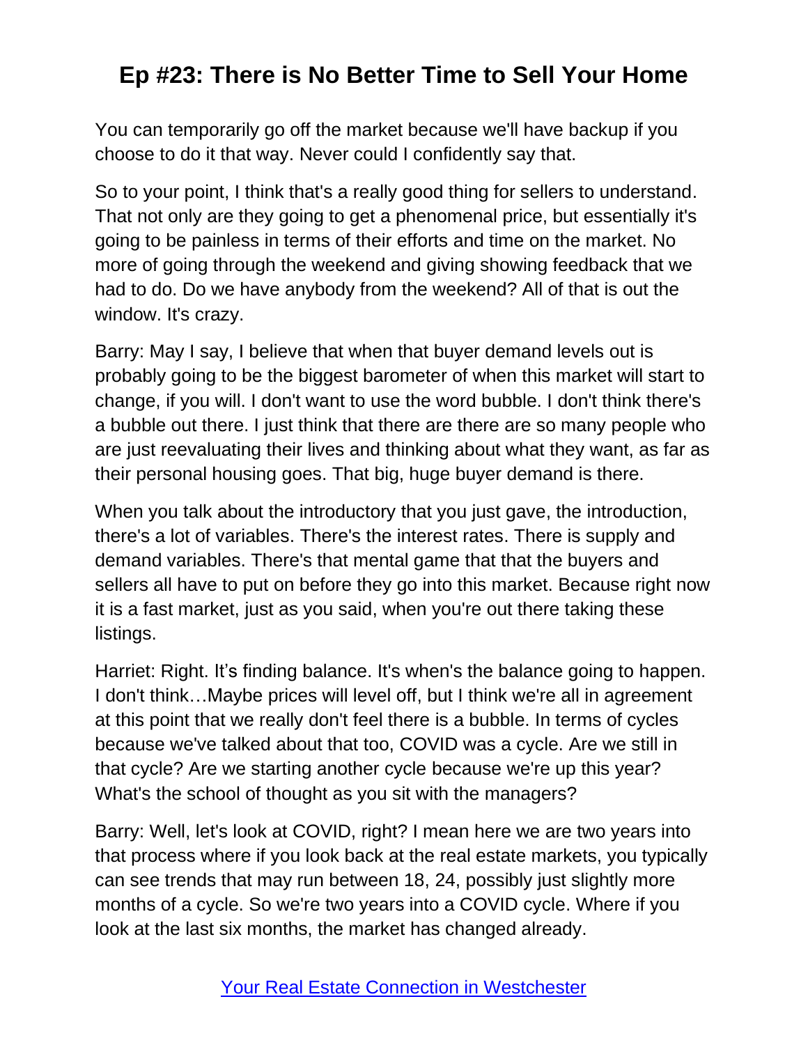You can temporarily go off the market because we'll have backup if you choose to do it that way. Never could I confidently say that.

So to your point, I think that's a really good thing for sellers to understand. That not only are they going to get a phenomenal price, but essentially it's going to be painless in terms of their efforts and time on the market. No more of going through the weekend and giving showing feedback that we had to do. Do we have anybody from the weekend? All of that is out the window. It's crazy.

Barry: May I say, I believe that when that buyer demand levels out is probably going to be the biggest barometer of when this market will start to change, if you will. I don't want to use the word bubble. I don't think there's a bubble out there. I just think that there are there are so many people who are just reevaluating their lives and thinking about what they want, as far as their personal housing goes. That big, huge buyer demand is there.

When you talk about the introductory that you just gave, the introduction, there's a lot of variables. There's the interest rates. There is supply and demand variables. There's that mental game that that the buyers and sellers all have to put on before they go into this market. Because right now it is a fast market, just as you said, when you're out there taking these listings.

Harriet: Right. It's finding balance. It's when's the balance going to happen. I don't think…Maybe prices will level off, but I think we're all in agreement at this point that we really don't feel there is a bubble. In terms of cycles because we've talked about that too, COVID was a cycle. Are we still in that cycle? Are we starting another cycle because we're up this year? What's the school of thought as you sit with the managers?

Barry: Well, let's look at COVID, right? I mean here we are two years into that process where if you look back at the real estate markets, you typically can see trends that may run between 18, 24, possibly just slightly more months of a cycle. So we're two years into a COVID cycle. Where if you look at the last six months, the market has changed already.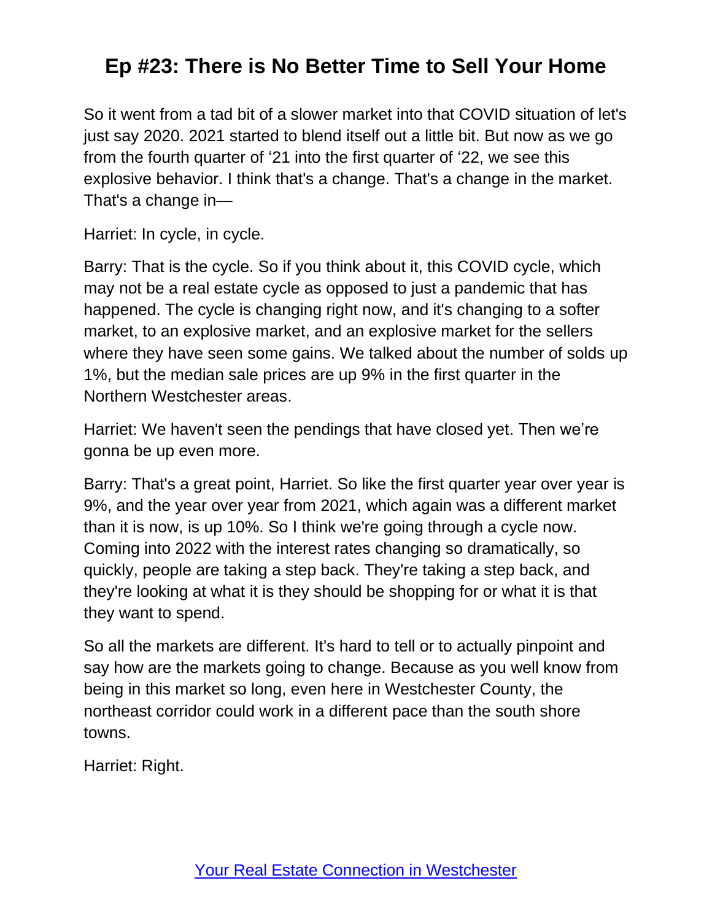So it went from a tad bit of a slower market into that COVID situation of let's just say 2020. 2021 started to blend itself out a little bit. But now as we go from the fourth quarter of ‘21 into the first quarter of ‘22, we see this explosive behavior. I think that's a change. That's a change in the market. That's a change in—

Harriet: In cycle, in cycle.

Barry: That is the cycle. So if you think about it, this COVID cycle, which may not be a real estate cycle as opposed to just a pandemic that has happened. The cycle is changing right now, and it's changing to a softer market, to an explosive market, and an explosive market for the sellers where they have seen some gains. We talked about the number of solds up 1%, but the median sale prices are up 9% in the first quarter in the Northern Westchester areas.

Harriet: We haven't seen the pendings that have closed yet. Then we’re gonna be up even more.

Barry: That's a great point, Harriet. So like the first quarter year over year is 9%, and the year over year from 2021, which again was a different market than it is now, is up 10%. So I think we're going through a cycle now. Coming into 2022 with the interest rates changing so dramatically, so quickly, people are taking a step back. They're taking a step back, and they're looking at what it is they should be shopping for or what it is that they want to spend.

So all the markets are different. It's hard to tell or to actually pinpoint and say how are the markets going to change. Because as you well know from being in this market so long, even here in Westchester County, the northeast corridor could work in a different pace than the south shore towns.

Harriet: Right.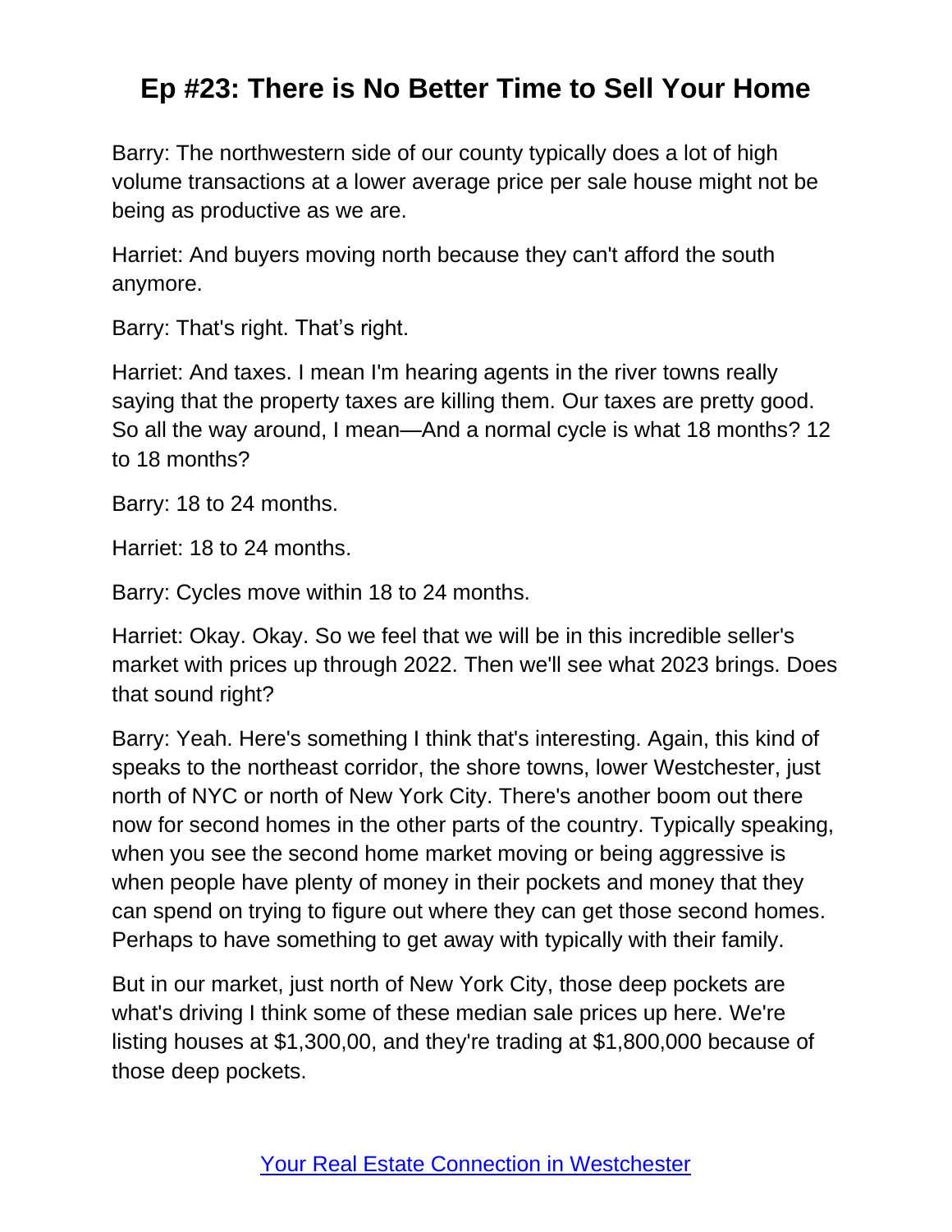Barry: The northwestern side of our county typically does a lot of high volume transactions at a lower average price per sale house might not be being as productive as we are.

Harriet: And buyers moving north because they can't afford the south anymore.

Barry: That's right. That's right.

Harriet: And taxes. I mean I'm hearing agents in the river towns really saying that the property taxes are killing them. Our taxes are pretty good. So all the way around, I mean—And a normal cycle is what 18 months? 12 to 18 months?

Barry: 18 to 24 months.

Harriet: 18 to 24 months.

Barry: Cycles move within 18 to 24 months.

Harriet: Okay. Okay. So we feel that we will be in this incredible seller's market with prices up through 2022. Then we'll see what 2023 brings. Does that sound right?

Barry: Yeah. Here's something I think that's interesting. Again, this kind of speaks to the northeast corridor, the shore towns, lower Westchester, just north of NYC or north of New York City. There's another boom out there now for second homes in the other parts of the country. Typically speaking, when you see the second home market moving or being aggressive is when people have plenty of money in their pockets and money that they can spend on trying to figure out where they can get those second homes. Perhaps to have something to get away with typically with their family.

But in our market, just north of New York City, those deep pockets are what's driving I think some of these median sale prices up here. We're listing houses at $1,300,00, and they're trading at $1,800,000 because of those deep pockets.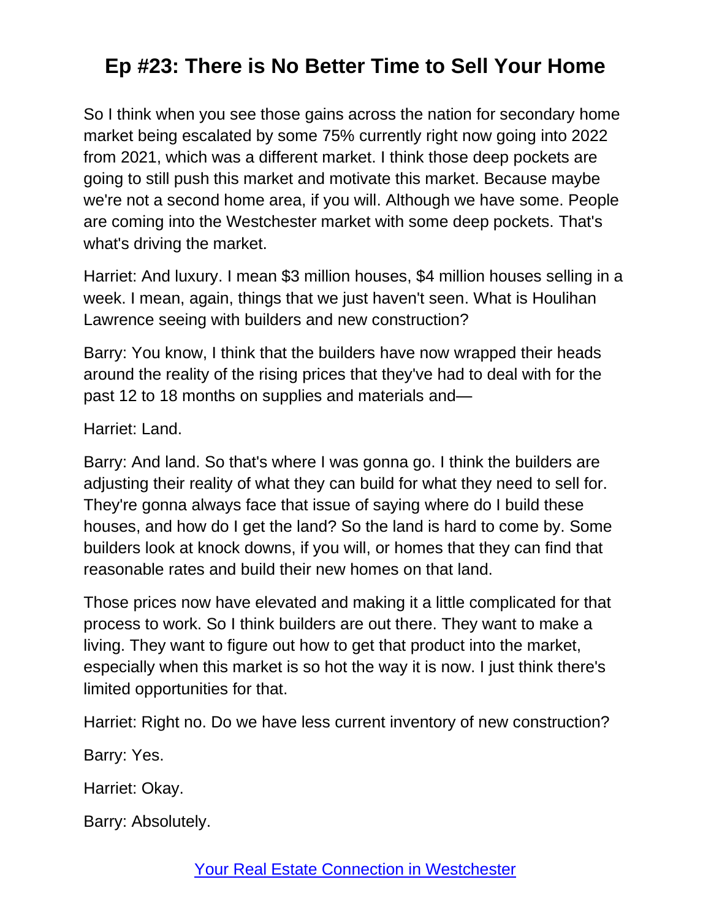So I think when you see those gains across the nation for secondary home market being escalated by some 75% currently right now going into 2022 from 2021, which was a different market. I think those deep pockets are going to still push this market and motivate this market. Because maybe we're not a second home area, if you will. Although we have some. People are coming into the Westchester market with some deep pockets. That's what's driving the market.

Harriet: And luxury. I mean $3 million houses, $4 million houses selling in a week. I mean, again, things that we just haven't seen. What is Houlihan Lawrence seeing with builders and new construction?

Barry: You know, I think that the builders have now wrapped their heads around the reality of the rising prices that they've had to deal with for the past 12 to 18 months on supplies and materials and—

Harriet: Land.

Barry: And land. So that's where I was gonna go. I think the builders are adjusting their reality of what they can build for what they need to sell for. They're gonna always face that issue of saying where do I build these houses, and how do I get the land? So the land is hard to come by. Some builders look at knock downs, if you will, or homes that they can find that reasonable rates and build their new homes on that land.

Those prices now have elevated and making it a little complicated for that process to work. So I think builders are out there. They want to make a living. They want to figure out how to get that product into the market, especially when this market is so hot the way it is now. I just think there's limited opportunities for that.

Harriet: Right no. Do we have less current inventory of new construction?

Barry: Yes.

Harriet: Okay.

Barry: Absolutely.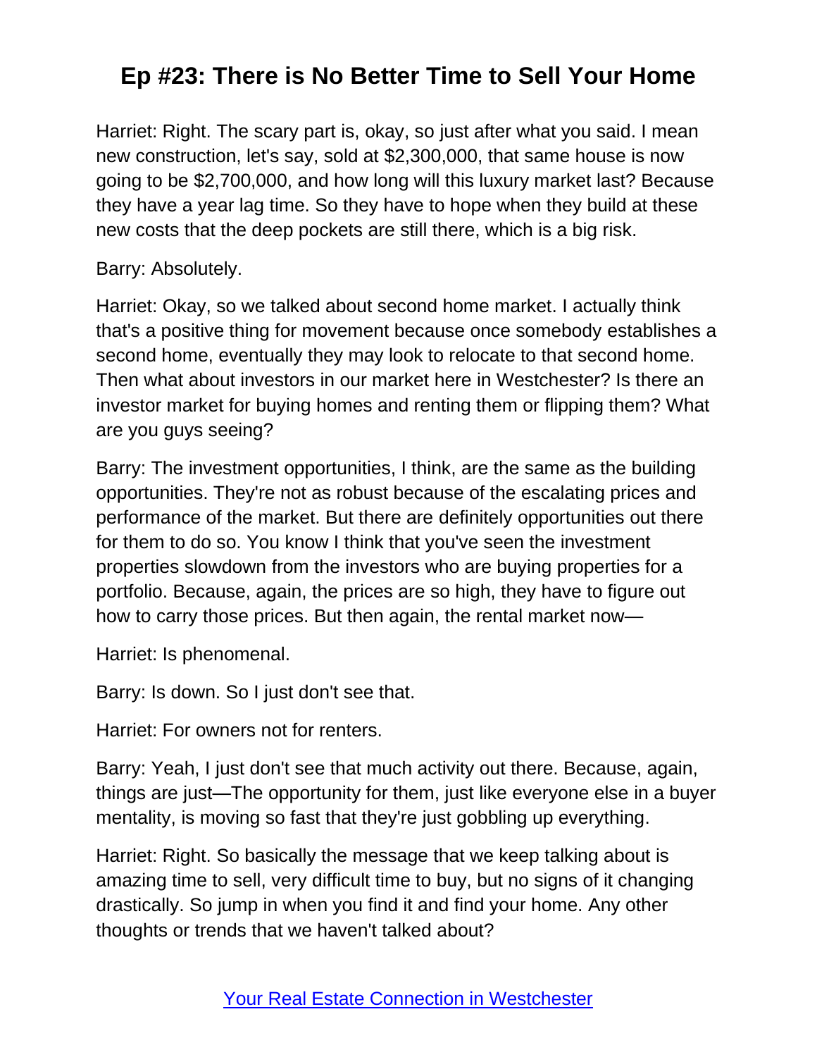Harriet: Right. The scary part is, okay, so just after what you said. I mean new construction, let's say, sold at $2,300,000, that same house is now going to be $2,700,000, and how long will this luxury market last? Because they have a year lag time. So they have to hope when they build at these new costs that the deep pockets are still there, which is a big risk.

Barry: Absolutely.

Harriet: Okay, so we talked about second home market. I actually think that's a positive thing for movement because once somebody establishes a second home, eventually they may look to relocate to that second home. Then what about investors in our market here in Westchester? Is there an investor market for buying homes and renting them or flipping them? What are you guys seeing?

Barry: The investment opportunities, I think, are the same as the building opportunities. They're not as robust because of the escalating prices and performance of the market. But there are definitely opportunities out there for them to do so. You know I think that you've seen the investment properties slowdown from the investors who are buying properties for a portfolio. Because, again, the prices are so high, they have to figure out how to carry those prices. But then again, the rental market now—

Harriet: Is phenomenal.

Barry: Is down. So I just don't see that.

Harriet: For owners not for renters.

Barry: Yeah, I just don't see that much activity out there. Because, again, things are just—The opportunity for them, just like everyone else in a buyer mentality, is moving so fast that they're just gobbling up everything.

Harriet: Right. So basically the message that we keep talking about is amazing time to sell, very difficult time to buy, but no signs of it changing drastically. So jump in when you find it and find your home. Any other thoughts or trends that we haven't talked about?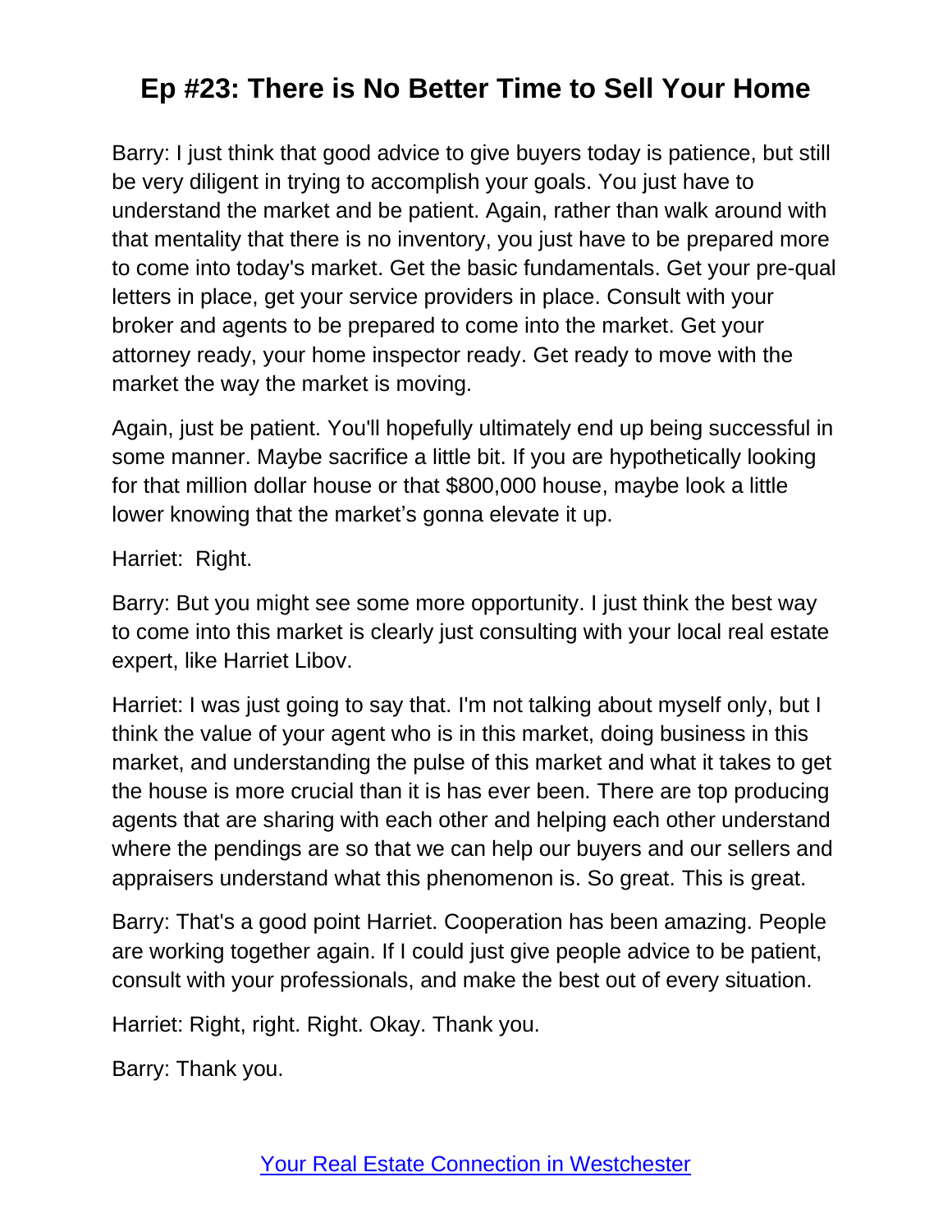Barry: I just think that good advice to give buyers today is patience, but still be very diligent in trying to accomplish your goals. You just have to understand the market and be patient. Again, rather than walk around with that mentality that there is no inventory, you just have to be prepared more to come into today's market. Get the basic fundamentals. Get your pre-qual letters in place, get your service providers in place. Consult with your broker and agents to be prepared to come into the market. Get your attorney ready, your home inspector ready. Get ready to move with the market the way the market is moving.

Again, just be patient. You'll hopefully ultimately end up being successful in some manner. Maybe sacrifice a little bit. If you are hypothetically looking for that million dollar house or that $800,000 house, maybe look a little lower knowing that the market's gonna elevate it up.

Harriet: Right.

Barry: But you might see some more opportunity. I just think the best way to come into this market is clearly just consulting with your local real estate expert, like Harriet Libov.

Harriet: I was just going to say that. I'm not talking about myself only, but I think the value of your agent who is in this market, doing business in this market, and understanding the pulse of this market and what it takes to get the house is more crucial than it is has ever been. There are top producing agents that are sharing with each other and helping each other understand where the pendings are so that we can help our buyers and our sellers and appraisers understand what this phenomenon is. So great. This is great.

Barry: That's a good point Harriet. Cooperation has been amazing. People are working together again. If I could just give people advice to be patient, consult with your professionals, and make the best out of every situation.

Harriet: Right, right. Right. Okay. Thank you.

Barry: Thank you.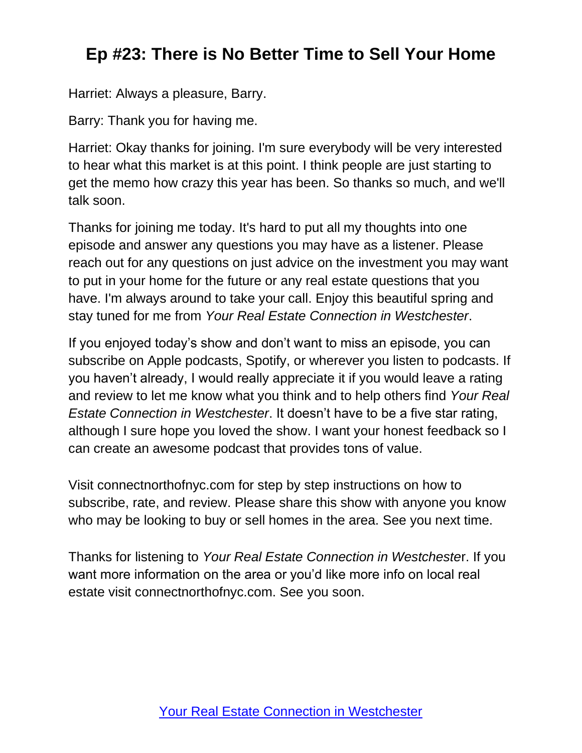Harriet: Always a pleasure, Barry.

Barry: Thank you for having me.

Harriet: Okay thanks for joining. I'm sure everybody will be very interested to hear what this market is at this point. I think people are just starting to get the memo how crazy this year has been. So thanks so much, and we'll talk soon.

Thanks for joining me today. It's hard to put all my thoughts into one episode and answer any questions you may have as a listener. Please reach out for any questions on just advice on the investment you may want to put in your home for the future or any real estate questions that you have. I'm always around to take your call. Enjoy this beautiful spring and stay tuned for me from *Your Real Estate Connection in Westchester*.

If you enjoyed today's show and don't want to miss an episode, you can subscribe on Apple podcasts, Spotify, or wherever you listen to podcasts. If you haven't already, I would really appreciate it if you would leave a rating and review to let me know what you think and to help others find *Your Real Estate Connection in Westchester*. It doesn't have to be a five star rating, although I sure hope you loved the show. I want your honest feedback so I can create an awesome podcast that provides tons of value.

Visit connectnorthofnyc.com for step by step instructions on how to subscribe, rate, and review. Please share this show with anyone you know who may be looking to buy or sell homes in the area. See you next time.

Thanks for listening to *Your Real Estate Connection in Westchester*. If you want more information on the area or you'd like more info on local real estate visit connectnorthofnyc.com. See you soon.